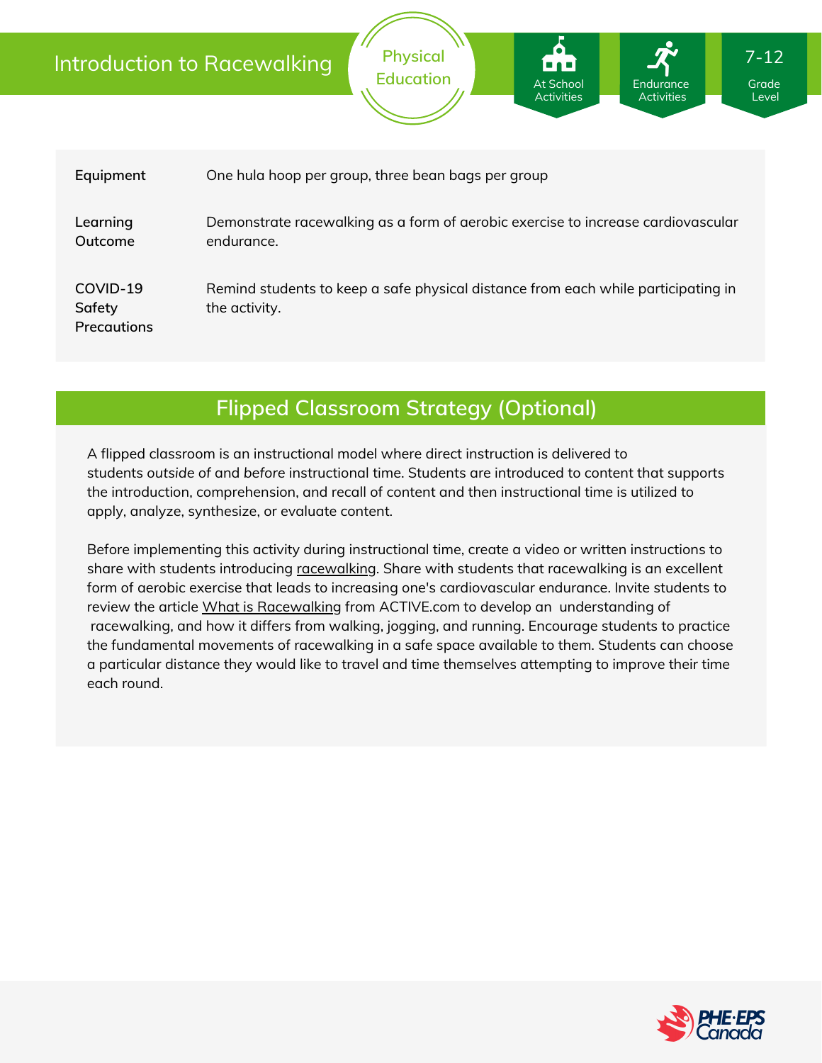# Introduction to Racewalking

Physical Education

At School Activities | Endurance Activities | 7-12 Grade Level

| | |
|---|---|
| **Equipment** | One hula hoop per group, three bean bags per group |
| **Learning Outcome** | Demonstrate racewalking as a form of aerobic exercise to increase cardiovascular endurance. |
| **COVID-19 Safety Precautions** | Remind students to keep a safe physical distance from each while participating in the activity. |

## Flipped Classroom Strategy (Optional)

A flipped classroom is an instructional model where direct instruction is delivered to students *outside* of and *before* instructional time. Students are introduced to content that supports the introduction, comprehension, and recall of content and then instructional time is utilized to apply, analyze, synthesize, or evaluate content.

Before implementing this activity during instructional time, create a video or written instructions to share with students introducing racewalking. Share with students that racewalking is an excellent form of aerobic exercise that leads to increasing one's cardiovascular endurance. Invite students to review the article What is Racewalking from ACTIVE.com to develop an understanding of racewalking, and how it differs from walking, jogging, and running. Encourage students to practice the fundamental movements of racewalking in a safe space available to them. Students can choose a particular distance they would like to travel and time themselves attempting to improve their time each round.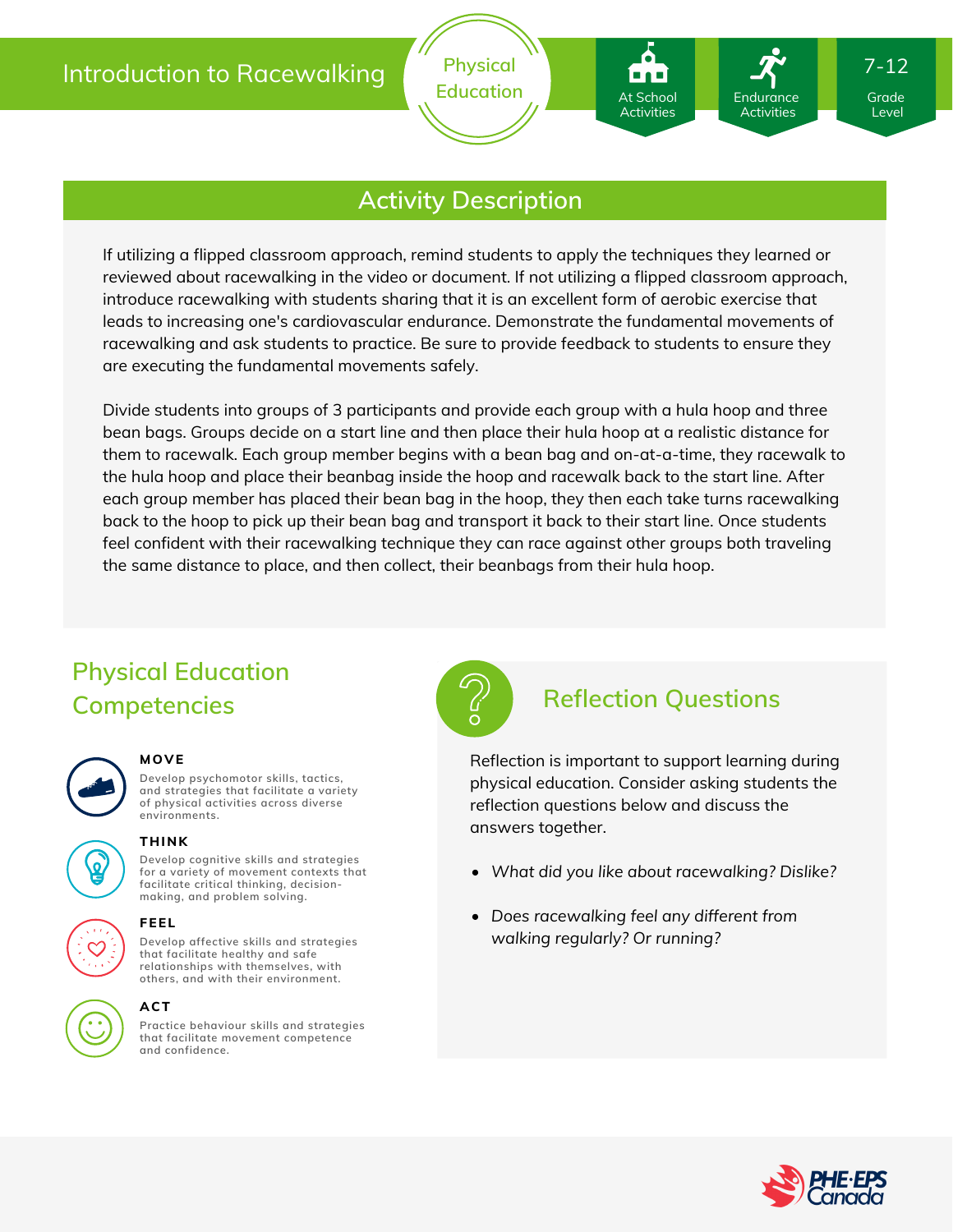# Introduction to Racewalking

Physical Education

At School Activities

Endurance Activities

7-12 Grade Level

## Activity Description

If utilizing a flipped classroom approach, remind students to apply the techniques they learned or reviewed about racewalking in the video or document. If not utilizing a flipped classroom approach, introduce racewalking with students sharing that it is an excellent form of aerobic exercise that leads to increasing one's cardiovascular endurance. Demonstrate the fundamental movements of racewalking and ask students to practice. Be sure to provide feedback to students to ensure they are executing the fundamental movements safely.

Divide students into groups of 3 participants and provide each group with a hula hoop and three bean bags. Groups decide on a start line and then place their hula hoop at a realistic distance for them to racewalk. Each group member begins with a bean bag and on-at-a-time, they racewalk to the hula hoop and place their beanbag inside the hoop and racewalk back to the start line. After each group member has placed their bean bag in the hoop, they then each take turns racewalking back to the hoop to pick up their bean bag and transport it back to their start line. Once students feel confident with their racewalking technique they can race against other groups both traveling the same distance to place, and then collect, their beanbags from their hula hoop.

## Physical Education Competencies

**MOVE**

Develop psychomotor skills, tactics, and strategies that facilitate a variety of physical activities across diverse environments.

**THINK**

Develop cognitive skills and strategies for a variety of movement contexts that facilitate critical thinking, decision-making, and problem solving.

**FEEL**

Develop affective skills and strategies that facilitate healthy and safe relationships with themselves, with others, and with their environment.

**ACT**

Practice behaviour skills and strategies that facilitate movement competence and confidence.

## Reflection Questions

Reflection is important to support learning during physical education. Consider asking students the reflection questions below and discuss the answers together.

- *What did you like about racewalking? Dislike?*
- *Does racewalking feel any different from walking regularly? Or running?*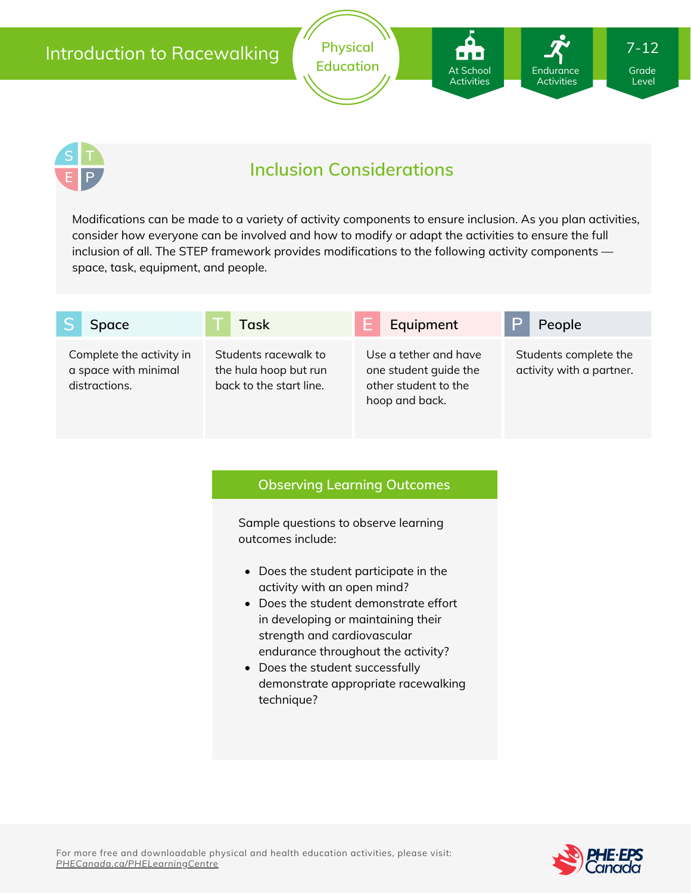## Inclusion Considerations

Modifications can be made to a variety of activity components to ensure inclusion. As you plan activities, consider how everyone can be involved and how to modify or adapt the activities to ensure the full inclusion of all. The STEP framework provides modifications to the following activity components — space, task, equipment, and people.

| S Space | T Task | E Equipment | P People |
|---|---|---|---|
| Complete the activity in a space with minimal distractions. | Students racewalk to the hula hoop but run back to the start line. | Use a tether and have one student guide the other student to the hoop and back. | Students complete the activity with a partner. |

### Observing Learning Outcomes

Sample questions to observe learning outcomes include:

- Does the student participate in the activity with an open mind?
- Does the student demonstrate effort in developing or maintaining their strength and cardiovascular endurance throughout the activity?
- Does the student successfully demonstrate appropriate racewalking technique?

For more free and downloadable physical and health education activities, please visit: PHECanada.ca/PHELearningCentre